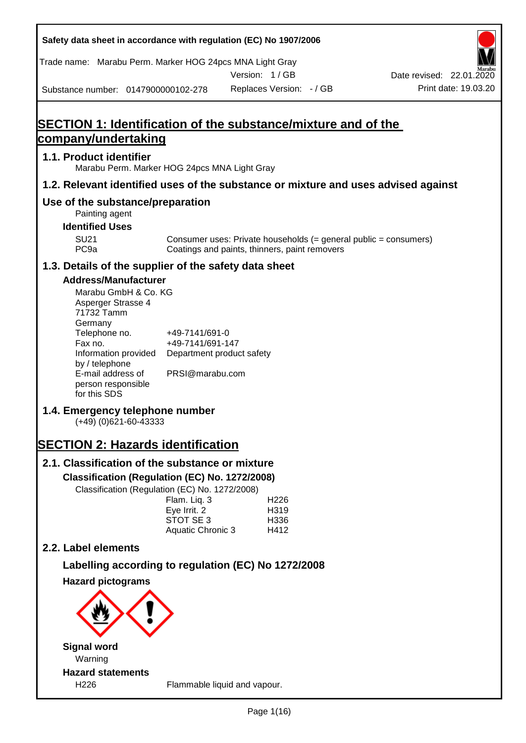Safety data sheet in accordance with regulation (EC) No 1907/2006

Trade name: Marabu Perm. Marker HOG 24pcs MNA Light Gray

Version: 1 / GB

Date revised: 22.01.2020

Substance number: 0147900000102-278

Replaces Version: - / GB

Print date: 19.03.20

# SECTION 1: Identification of the substance/mixture and of the company/undertaking

## 1.1. Product identifier

Marabu Perm. Marker HOG 24pcs MNA Light Gray

## 1.2. Relevant identified uses of the substance or mixture and uses advised against

### Use of the substance/preparation

Painting agent

**Identified Uses**

| | |
|---|---|
| SU21 | Consumer uses: Private households (= general public = consumers) |
| PC9a | Coatings and paints, thinners, paint removers |

## 1.3. Details of the supplier of the safety data sheet

**Address/Manufacturer**

Marabu GmbH & Co. KG
Asperger Strasse 4
71732 Tamm
Germany

| | |
|---|---|
| Telephone no. | +49-7141/691-0 |
| Fax no. | +49-7141/691-147 |
| Information provided by / telephone | Department product safety |
| E-mail address of person responsible for this SDS | PRSI@marabu.com |

## 1.4. Emergency telephone number

(+49) (0)621-60-43333

# SECTION 2: Hazards identification

## 2.1. Classification of the substance or mixture

**Classification (Regulation (EC) No. 1272/2008)**

Classification (Regulation (EC) No. 1272/2008)

| | |
|---|---|
| Flam. Liq. 3 | H226 |
| Eye Irrit. 2 | H319 |
| STOT SE 3 | H336 |
| Aquatic Chronic 3 | H412 |

## 2.2. Label elements

**Labelling according to regulation (EC) No 1272/2008**

**Hazard pictograms**

**Signal word**

Warning

**Hazard statements**

| | |
|---|---|
| H226 | Flammable liquid and vapour. |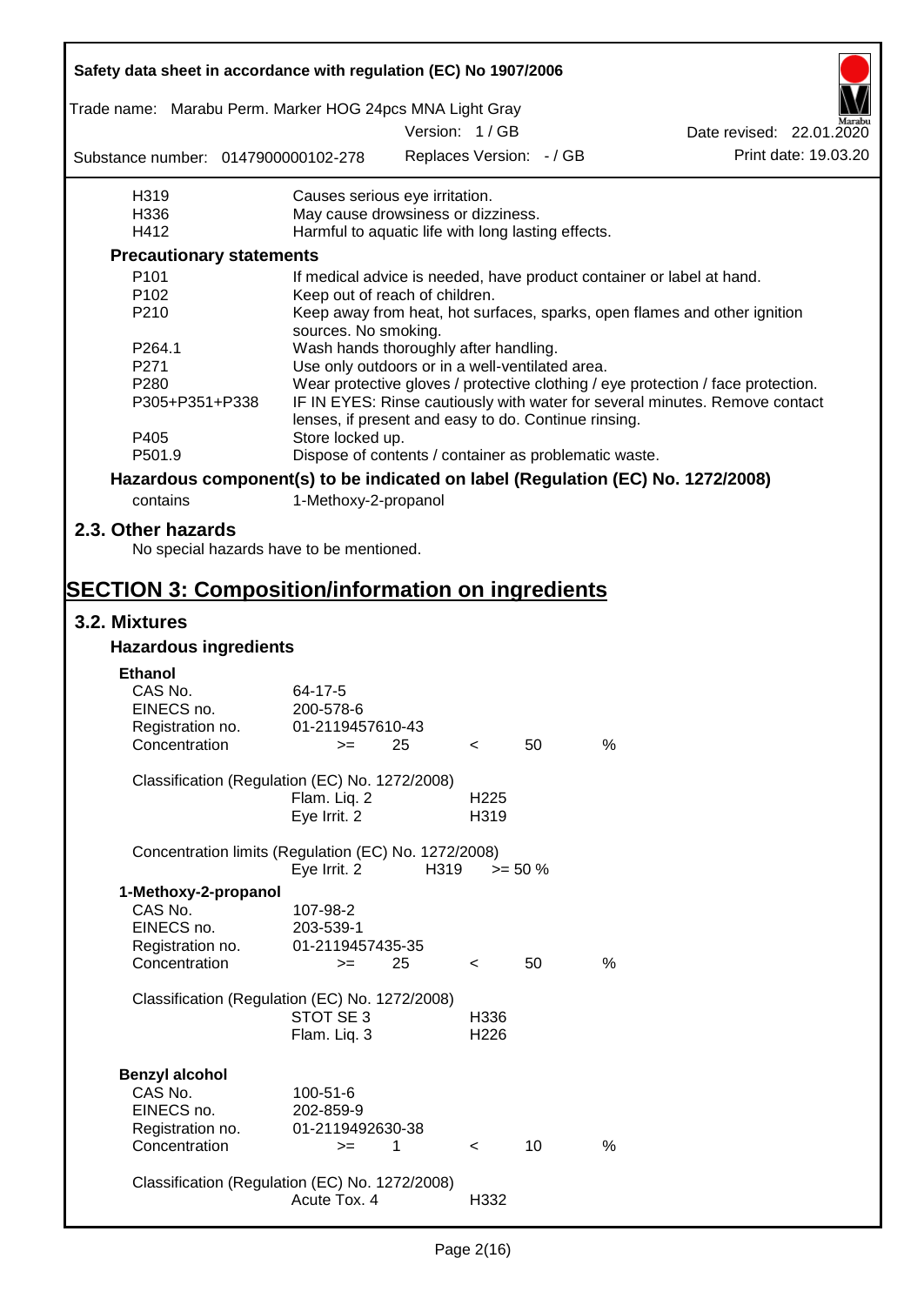| | |
|---|---|
| H319 | Causes serious eye irritation. |
| H336 | May cause drowsiness or dizziness. |
| H412 | Harmful to aquatic life with long lasting effects. |

### Precautionary statements

| | |
|---|---|
| P101 | If medical advice is needed, have product container or label at hand. |
| P102 | Keep out of reach of children. |
| P210 | Keep away from heat, hot surfaces, sparks, open flames and other ignition sources. No smoking. |
| P264.1 | Wash hands thoroughly after handling. |
| P271 | Use only outdoors or in a well-ventilated area. |
| P280 | Wear protective gloves / protective clothing / eye protection / face protection. |
| P305+P351+P338 | IF IN EYES: Rinse cautiously with water for several minutes. Remove contact lenses, if present and easy to do. Continue rinsing. |
| P405 | Store locked up. |
| P501.9 | Dispose of contents / container as problematic waste. |

### Hazardous component(s) to be indicated on label (Regulation (EC) No. 1272/2008)

contains 1-Methoxy-2-propanol

## 2.3. Other hazards

No special hazards have to be mentioned.

# SECTION 3: Composition/information on ingredients

## 3.2. Mixtures

### Hazardous ingredients

**Ethanol**

| | |
|---|---|
| CAS No. | 64-17-5 |
| EINECS no. | 200-578-6 |
| Registration no. | 01-2119457610-43 |
| Concentration | >= 25 < 50 % |

Classification (Regulation (EC) No. 1272/2008)

| | |
|---|---|
| Flam. Liq. 2 | H225 |
| Eye Irrit. 2 | H319 |

Concentration limits (Regulation (EC) No. 1272/2008)

| | | |
|---|---|---|
| Eye Irrit. 2 | H319 | >= 50 % |

**1-Methoxy-2-propanol**

| | |
|---|---|
| CAS No. | 107-98-2 |
| EINECS no. | 203-539-1 |
| Registration no. | 01-2119457435-35 |
| Concentration | >= 25 < 50 % |

Classification (Regulation (EC) No. 1272/2008)

| | |
|---|---|
| STOT SE 3 | H336 |
| Flam. Liq. 3 | H226 |

**Benzyl alcohol**

| | |
|---|---|
| CAS No. | 100-51-6 |
| EINECS no. | 202-859-9 |
| Registration no. | 01-2119492630-38 |
| Concentration | >= 1 < 10 % |

Classification (Regulation (EC) No. 1272/2008)

| | |
|---|---|
| Acute Tox. 4 | H332 |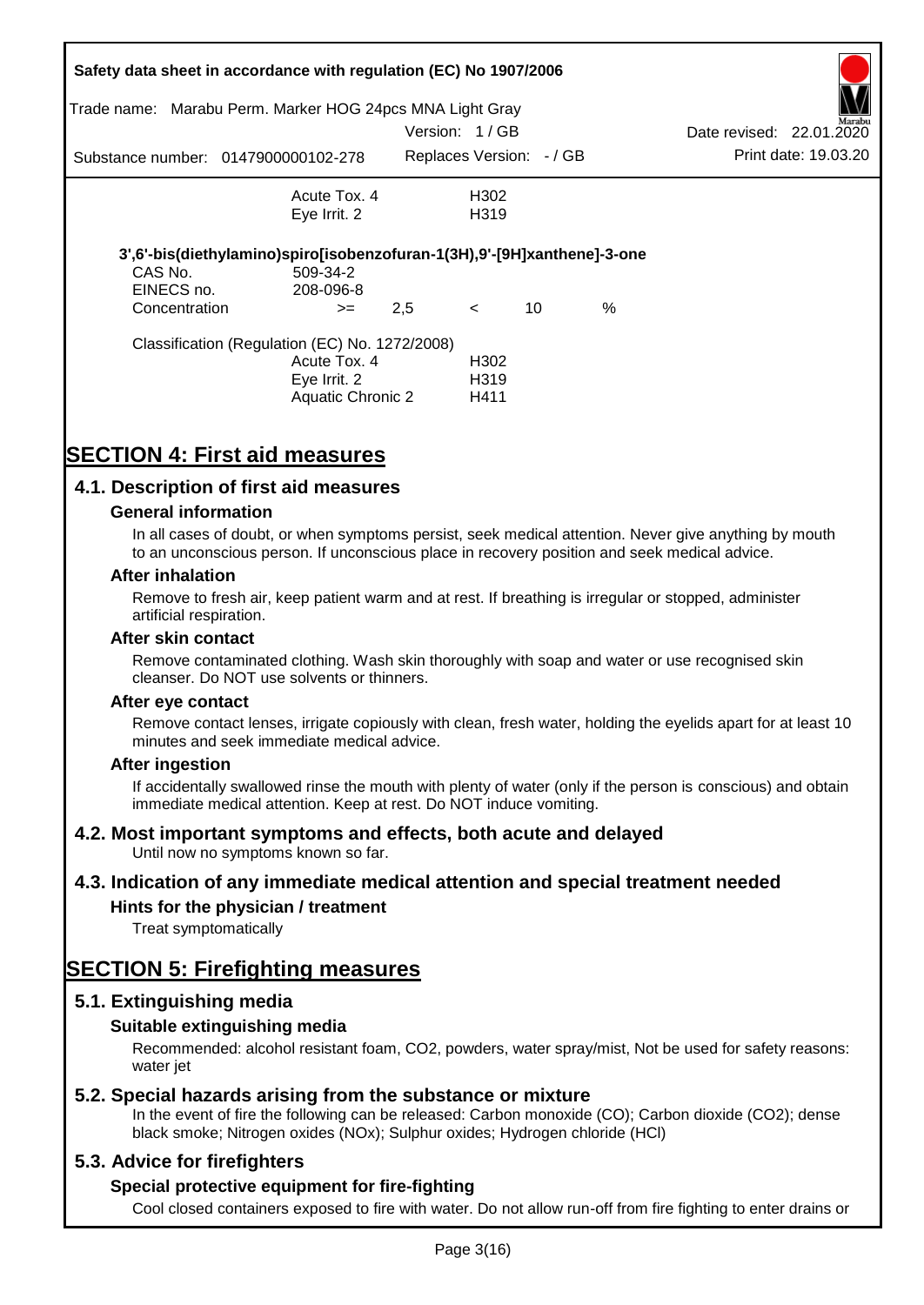| | | |
|---|---|---|
| | Acute Tox. 4 | H302 |
| | Eye Irrit. 2 | H319 |

**3',6'-bis(diethylamino)spiro[isobenzofuran-1(3H),9'-[9H]xanthene]-3-one**

| | | | | | |
|---|---|---|---|---|---|
| CAS No. | 509-34-2 | | | | |
| EINECS no. | 208-096-8 | | | | |
| Concentration | >= | 2,5 | < | 10 | % |

Classification (Regulation (EC) No. 1272/2008)

| | |
|---|---|
| Acute Tox. 4 | H302 |
| Eye Irrit. 2 | H319 |
| Aquatic Chronic 2 | H411 |

# SECTION 4: First aid measures

## 4.1. Description of first aid measures

### General information

In all cases of doubt, or when symptoms persist, seek medical attention. Never give anything by mouth to an unconscious person. If unconscious place in recovery position and seek medical advice.

### After inhalation

Remove to fresh air, keep patient warm and at rest. If breathing is irregular or stopped, administer artificial respiration.

### After skin contact

Remove contaminated clothing. Wash skin thoroughly with soap and water or use recognised skin cleanser. Do NOT use solvents or thinners.

### After eye contact

Remove contact lenses, irrigate copiously with clean, fresh water, holding the eyelids apart for at least 10 minutes and seek immediate medical advice.

### After ingestion

If accidentally swallowed rinse the mouth with plenty of water (only if the person is conscious) and obtain immediate medical attention. Keep at rest. Do NOT induce vomiting.

## 4.2. Most important symptoms and effects, both acute and delayed

Until now no symptoms known so far.

## 4.3. Indication of any immediate medical attention and special treatment needed

### Hints for the physician / treatment

Treat symptomatically

# SECTION 5: Firefighting measures

## 5.1. Extinguishing media

### Suitable extinguishing media

Recommended: alcohol resistant foam, $CO_2$, powders, water spray/mist, Not be used for safety reasons: water jet

## 5.2. Special hazards arising from the substance or mixture

In the event of fire the following can be released: Carbon monoxide (CO); Carbon dioxide ($CO_2$); dense black smoke; Nitrogen oxides ($NO_x$); Sulphur oxides; Hydrogen chloride (HCl)

## 5.3. Advice for firefighters

### Special protective equipment for fire-fighting

Cool closed containers exposed to fire with water. Do not allow run-off from fire fighting to enter drains or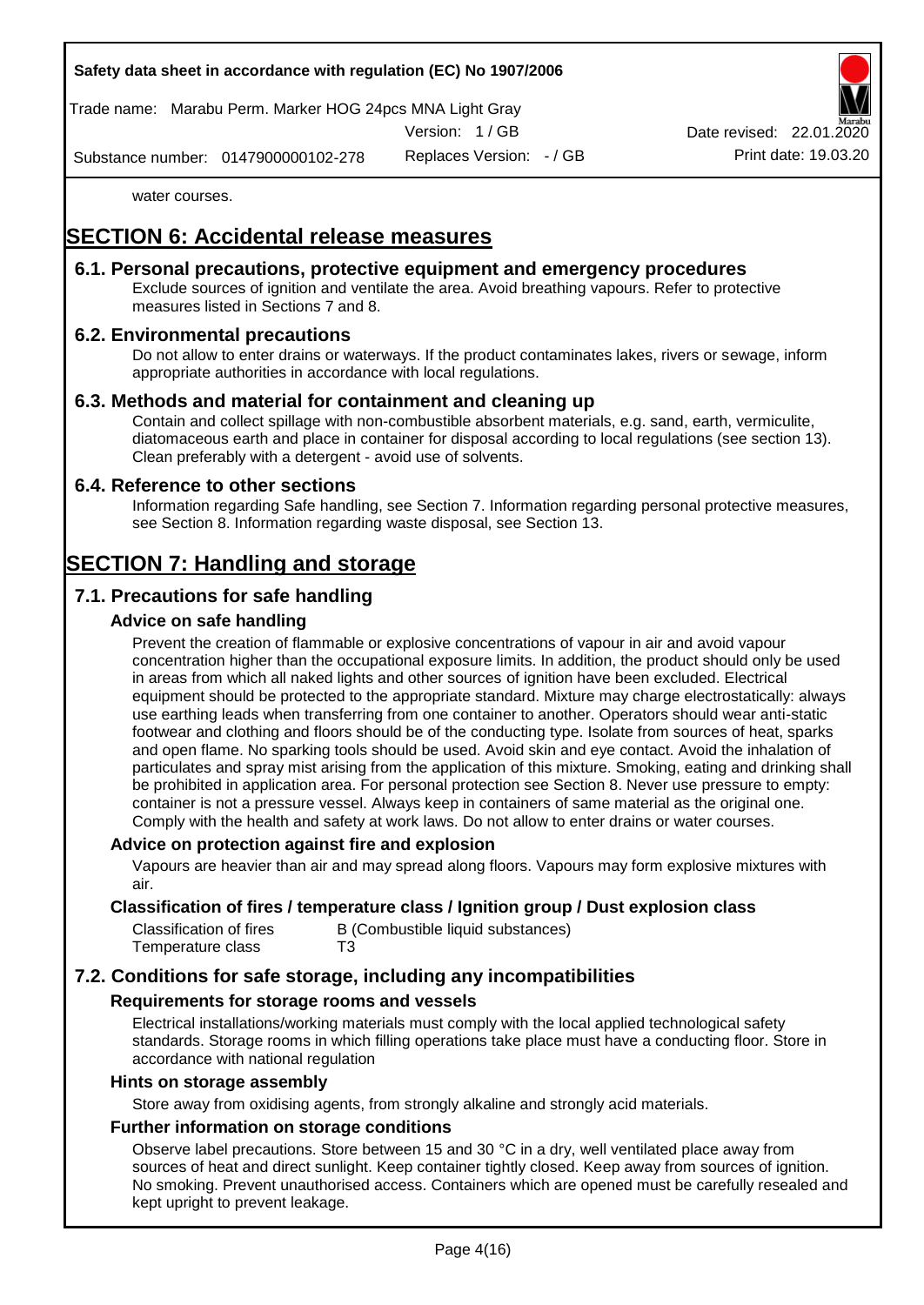water courses.

# SECTION 6: Accidental release measures

## 6.1. Personal precautions, protective equipment and emergency procedures

Exclude sources of ignition and ventilate the area. Avoid breathing vapours. Refer to protective measures listed in Sections 7 and 8.

## 6.2. Environmental precautions

Do not allow to enter drains or waterways. If the product contaminates lakes, rivers or sewage, inform appropriate authorities in accordance with local regulations.

## 6.3. Methods and material for containment and cleaning up

Contain and collect spillage with non-combustible absorbent materials, e.g. sand, earth, vermiculite, diatomaceous earth and place in container for disposal according to local regulations (see section 13). Clean preferably with a detergent - avoid use of solvents.

## 6.4. Reference to other sections

Information regarding Safe handling, see Section 7. Information regarding personal protective measures, see Section 8. Information regarding waste disposal, see Section 13.

# SECTION 7: Handling and storage

## 7.1. Precautions for safe handling

### Advice on safe handling

Prevent the creation of flammable or explosive concentrations of vapour in air and avoid vapour concentration higher than the occupational exposure limits. In addition, the product should only be used in areas from which all naked lights and other sources of ignition have been excluded. Electrical equipment should be protected to the appropriate standard. Mixture may charge electrostatically: always use earthing leads when transferring from one container to another. Operators should wear anti-static footwear and clothing and floors should be of the conducting type. Isolate from sources of heat, sparks and open flame. No sparking tools should be used. Avoid skin and eye contact. Avoid the inhalation of particulates and spray mist arising from the application of this mixture. Smoking, eating and drinking shall be prohibited in application area. For personal protection see Section 8. Never use pressure to empty: container is not a pressure vessel. Always keep in containers of same material as the original one. Comply with the health and safety at work laws. Do not allow to enter drains or water courses.

### Advice on protection against fire and explosion

Vapours are heavier than air and may spread along floors. Vapours may form explosive mixtures with air.

### Classification of fires / temperature class / Ignition group / Dust explosion class

| | |
|---|---|
| Classification of fires | B (Combustible liquid substances) |
| Temperature class | T3 |

## 7.2. Conditions for safe storage, including any incompatibilities

### Requirements for storage rooms and vessels

Electrical installations/working materials must comply with the local applied technological safety standards. Storage rooms in which filling operations take place must have a conducting floor. Store in accordance with national regulation

### Hints on storage assembly

Store away from oxidising agents, from strongly alkaline and strongly acid materials.

### Further information on storage conditions

Observe label precautions. Store between 15 and 30 °C in a dry, well ventilated place away from sources of heat and direct sunlight. Keep container tightly closed. Keep away from sources of ignition. No smoking. Prevent unauthorised access. Containers which are opened must be carefully resealed and kept upright to prevent leakage.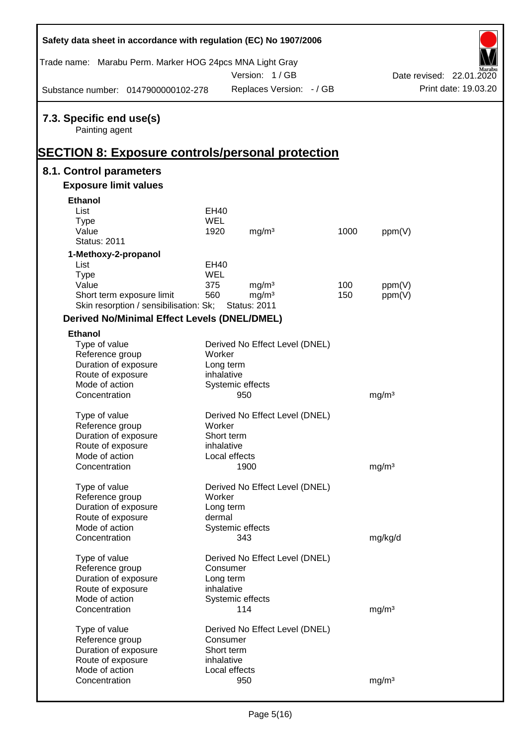## 7.3. Specific end use(s)

Painting agent

# SECTION 8: Exposure controls/personal protection

## 8.1. Control parameters

### Exposure limit values

**Ethanol**

| | | | | |
|---|---|---|---|---|
| List | EH40 | | | |
| Type | WEL | | | |
| Value | 1920 | mg/m³ | 1000 | ppm(V) |
| Status: 2011 | | | | |

**1-Methoxy-2-propanol**

| | | | | |
|---|---|---|---|---|
| List | EH40 | | | |
| Type | WEL | | | |
| Value | 375 | mg/m³ | 100 | ppm(V) |
| Short term exposure limit | 560 | mg/m³ | 150 | ppm(V) |
| Skin resorption / sensibilisation: Sk; | Status: 2011 | | | |

### Derived No/Minimal Effect Levels (DNEL/DMEL)

**Ethanol**

| | | |
|---|---|---|
| Type of value | Derived No Effect Level (DNEL) | |
| Reference group | Worker | |
| Duration of exposure | Long term | |
| Route of exposure | inhalative | |
| Mode of action | Systemic effects | |
| Concentration | 950 | mg/m³ |

| | | |
|---|---|---|
| Type of value | Derived No Effect Level (DNEL) | |
| Reference group | Worker | |
| Duration of exposure | Short term | |
| Route of exposure | inhalative | |
| Mode of action | Local effects | |
| Concentration | 1900 | mg/m³ |

| | | |
|---|---|---|
| Type of value | Derived No Effect Level (DNEL) | |
| Reference group | Worker | |
| Duration of exposure | Long term | |
| Route of exposure | dermal | |
| Mode of action | Systemic effects | |
| Concentration | 343 | mg/kg/d |

| | | |
|---|---|---|
| Type of value | Derived No Effect Level (DNEL) | |
| Reference group | Consumer | |
| Duration of exposure | Long term | |
| Route of exposure | inhalative | |
| Mode of action | Systemic effects | |
| Concentration | 114 | mg/m³ |

| | | |
|---|---|---|
| Type of value | Derived No Effect Level (DNEL) | |
| Reference group | Consumer | |
| Duration of exposure | Short term | |
| Route of exposure | inhalative | |
| Mode of action | Local effects | |
| Concentration | 950 | mg/m³ |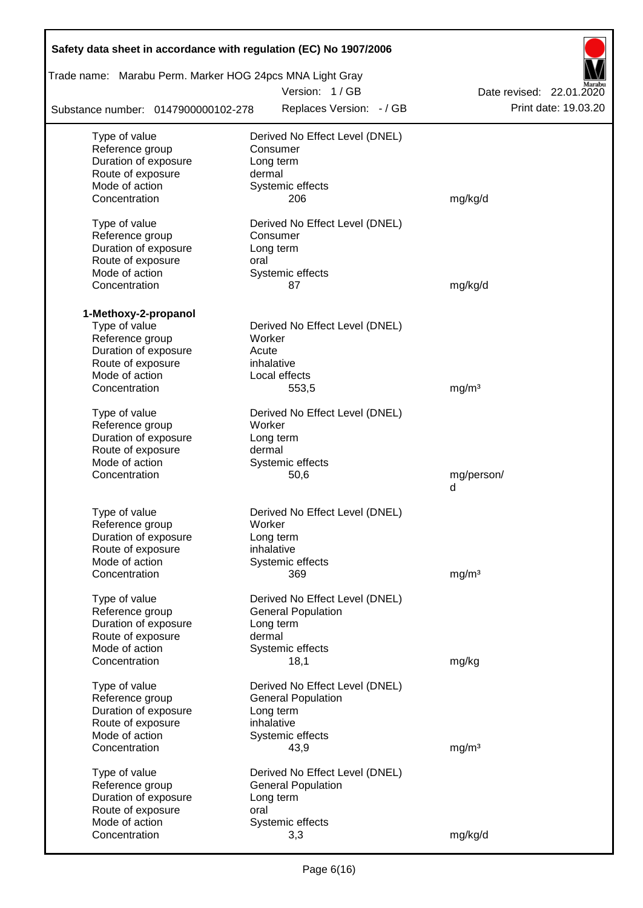| | | |
|---|---|---|
| Type of value | Derived No Effect Level (DNEL) | |
| Reference group | Consumer | |
| Duration of exposure | Long term | |
| Route of exposure | dermal | |
| Mode of action | Systemic effects | |
| Concentration | 206 | mg/kg/d |
| | | |
| Type of value | Derived No Effect Level (DNEL) | |
| Reference group | Consumer | |
| Duration of exposure | Long term | |
| Route of exposure | oral | |
| Mode of action | Systemic effects | |
| Concentration | 87 | mg/kg/d |

**1-Methoxy-2-propanol**

| | | |
|---|---|---|
| Type of value | Derived No Effect Level (DNEL) | |
| Reference group | Worker | |
| Duration of exposure | Acute | |
| Route of exposure | inhalative | |
| Mode of action | Local effects | |
| Concentration | 553,5 | mg/m³ |
| | | |
| Type of value | Derived No Effect Level (DNEL) | |
| Reference group | Worker | |
| Duration of exposure | Long term | |
| Route of exposure | dermal | |
| Mode of action | Systemic effects | |
| Concentration | 50,6 | mg/person/d |
| | | |
| Type of value | Derived No Effect Level (DNEL) | |
| Reference group | Worker | |
| Duration of exposure | Long term | |
| Route of exposure | inhalative | |
| Mode of action | Systemic effects | |
| Concentration | 369 | mg/m³ |
| | | |
| Type of value | Derived No Effect Level (DNEL) | |
| Reference group | General Population | |
| Duration of exposure | Long term | |
| Route of exposure | dermal | |
| Mode of action | Systemic effects | |
| Concentration | 18,1 | mg/kg |
| | | |
| Type of value | Derived No Effect Level (DNEL) | |
| Reference group | General Population | |
| Duration of exposure | Long term | |
| Route of exposure | inhalative | |
| Mode of action | Systemic effects | |
| Concentration | 43,9 | mg/m³ |
| | | |
| Type of value | Derived No Effect Level (DNEL) | |
| Reference group | General Population | |
| Duration of exposure | Long term | |
| Route of exposure | oral | |
| Mode of action | Systemic effects | |
| Concentration | 3,3 | mg/kg/d |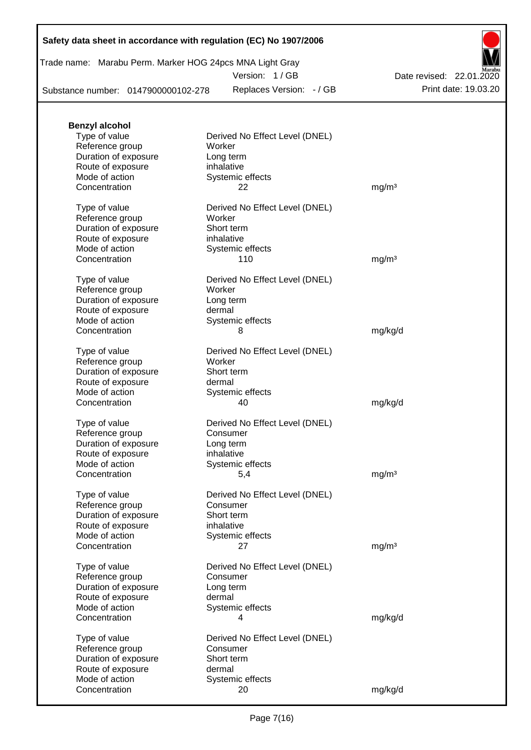**Benzyl alcohol**

| | | |
|---|---|---|
| Type of value | Derived No Effect Level (DNEL) | |
| Reference group | Worker | |
| Duration of exposure | Long term | |
| Route of exposure | inhalative | |
| Mode of action | Systemic effects | |
| Concentration | 22 | mg/m³ |

| | | |
|---|---|---|
| Type of value | Derived No Effect Level (DNEL) | |
| Reference group | Worker | |
| Duration of exposure | Short term | |
| Route of exposure | inhalative | |
| Mode of action | Systemic effects | |
| Concentration | 110 | mg/m³ |

| | | |
|---|---|---|
| Type of value | Derived No Effect Level (DNEL) | |
| Reference group | Worker | |
| Duration of exposure | Long term | |
| Route of exposure | dermal | |
| Mode of action | Systemic effects | |
| Concentration | 8 | mg/kg/d |

| | | |
|---|---|---|
| Type of value | Derived No Effect Level (DNEL) | |
| Reference group | Worker | |
| Duration of exposure | Short term | |
| Route of exposure | dermal | |
| Mode of action | Systemic effects | |
| Concentration | 40 | mg/kg/d |

| | | |
|---|---|---|
| Type of value | Derived No Effect Level (DNEL) | |
| Reference group | Consumer | |
| Duration of exposure | Long term | |
| Route of exposure | inhalative | |
| Mode of action | Systemic effects | |
| Concentration | 5,4 | mg/m³ |

| | | |
|---|---|---|
| Type of value | Derived No Effect Level (DNEL) | |
| Reference group | Consumer | |
| Duration of exposure | Short term | |
| Route of exposure | inhalative | |
| Mode of action | Systemic effects | |
| Concentration | 27 | mg/m³ |

| | | |
|---|---|---|
| Type of value | Derived No Effect Level (DNEL) | |
| Reference group | Consumer | |
| Duration of exposure | Long term | |
| Route of exposure | dermal | |
| Mode of action | Systemic effects | |
| Concentration | 4 | mg/kg/d |

| | | |
|---|---|---|
| Type of value | Derived No Effect Level (DNEL) | |
| Reference group | Consumer | |
| Duration of exposure | Short term | |
| Route of exposure | dermal | |
| Mode of action | Systemic effects | |
| Concentration | 20 | mg/kg/d |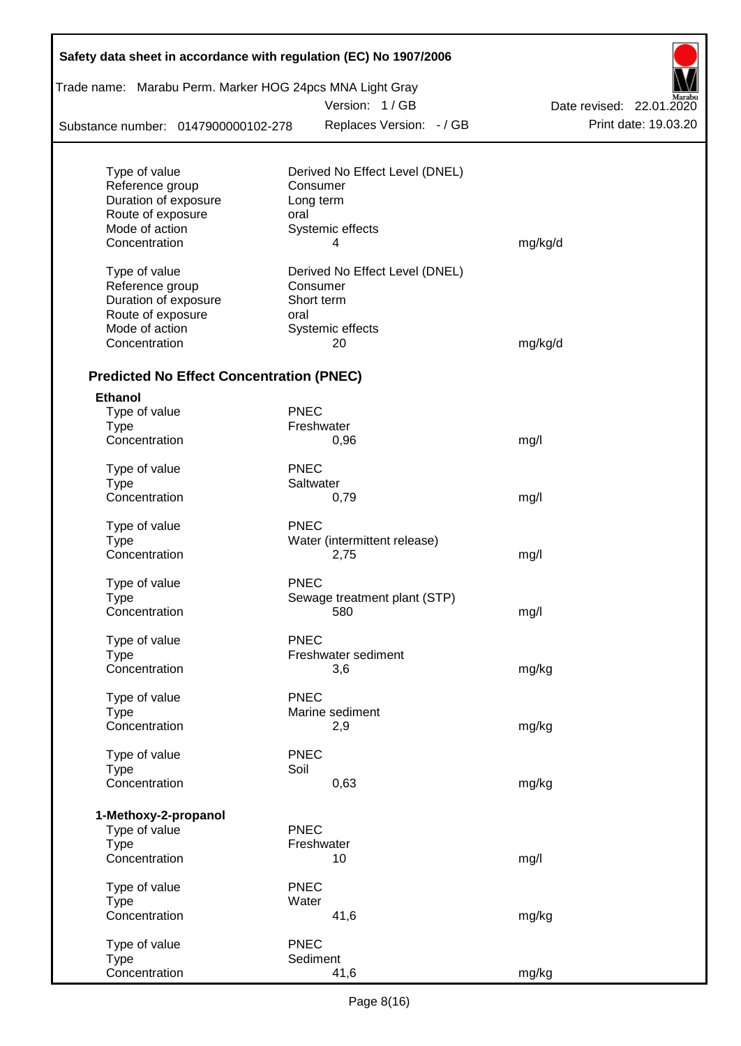| | | |
|---|---|---|
| Type of value | Derived No Effect Level (DNEL) | |
| Reference group | Consumer | |
| Duration of exposure | Long term | |
| Route of exposure | oral | |
| Mode of action | Systemic effects | |
| Concentration | 4 | mg/kg/d |

| | | |
|---|---|---|
| Type of value | Derived No Effect Level (DNEL) | |
| Reference group | Consumer | |
| Duration of exposure | Short term | |
| Route of exposure | oral | |
| Mode of action | Systemic effects | |
| Concentration | 20 | mg/kg/d |

## Predicted No Effect Concentration (PNEC)

**Ethanol**

| | | |
|---|---|---|
| Type of value | PNEC | |
| Type | Freshwater | |
| Concentration | 0,96 | mg/l |

| | | |
|---|---|---|
| Type of value | PNEC | |
| Type | Saltwater | |
| Concentration | 0,79 | mg/l |

| | | |
|---|---|---|
| Type of value | PNEC | |
| Type | Water (intermittent release) | |
| Concentration | 2,75 | mg/l |

| | | |
|---|---|---|
| Type of value | PNEC | |
| Type | Sewage treatment plant (STP) | |
| Concentration | 580 | mg/l |

| | | |
|---|---|---|
| Type of value | PNEC | |
| Type | Freshwater sediment | |
| Concentration | 3,6 | mg/kg |

| | | |
|---|---|---|
| Type of value | PNEC | |
| Type | Marine sediment | |
| Concentration | 2,9 | mg/kg |

| | | |
|---|---|---|
| Type of value | PNEC | |
| Type | Soil | |
| Concentration | 0,63 | mg/kg |

**1-Methoxy-2-propanol**

| | | |
|---|---|---|
| Type of value | PNEC | |
| Type | Freshwater | |
| Concentration | 10 | mg/l |

| | | |
|---|---|---|
| Type of value | PNEC | |
| Type | Water | |
| Concentration | 41,6 | mg/kg |

| | | |
|---|---|---|
| Type of value | PNEC | |
| Type | Sediment | |
| Concentration | 41,6 | mg/kg |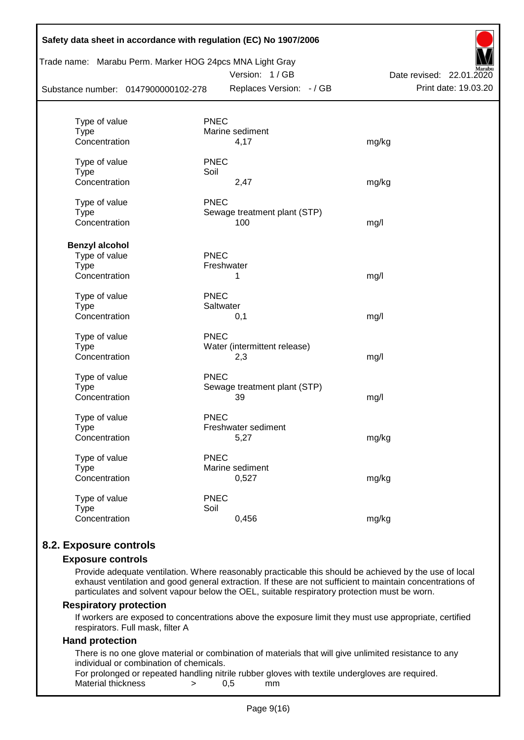| | | |
|---|---|---|
| Type of value | PNEC | |
| Type | Marine sediment | |
| Concentration | 4,17 | mg/kg |
| | | |
| Type of value | PNEC | |
| Type | Soil | |
| Concentration | 2,47 | mg/kg |
| | | |
| Type of value | PNEC | |
| Type | Sewage treatment plant (STP) | |
| Concentration | 100 | mg/l |

**Benzyl alcohol**

| | | |
|---|---|---|
| Type of value | PNEC | |
| Type | Freshwater | |
| Concentration | 1 | mg/l |
| | | |
| Type of value | PNEC | |
| Type | Saltwater | |
| Concentration | 0,1 | mg/l |
| | | |
| Type of value | PNEC | |
| Type | Water (intermittent release) | |
| Concentration | 2,3 | mg/l |
| | | |
| Type of value | PNEC | |
| Type | Sewage treatment plant (STP) | |
| Concentration | 39 | mg/l |
| | | |
| Type of value | PNEC | |
| Type | Freshwater sediment | |
| Concentration | 5,27 | mg/kg |
| | | |
| Type of value | PNEC | |
| Type | Marine sediment | |
| Concentration | 0,527 | mg/kg |
| | | |
| Type of value | PNEC | |
| Type | Soil | |
| Concentration | 0,456 | mg/kg |

## 8.2. Exposure controls

### Exposure controls

Provide adequate ventilation. Where reasonably practicable this should be achieved by the use of local exhaust ventilation and good general extraction. If these are not sufficient to maintain concentrations of particulates and solvent vapour below the OEL, suitable respiratory protection must be worn.

### Respiratory protection

If workers are exposed to concentrations above the exposure limit they must use appropriate, certified respirators. Full mask, filter A

### Hand protection

There is no one glove material or combination of materials that will give unlimited resistance to any individual or combination of chemicals.

For prolonged or repeated handling nitrile rubber gloves with textile undergloves are required.

Material thickness > 0,5 mm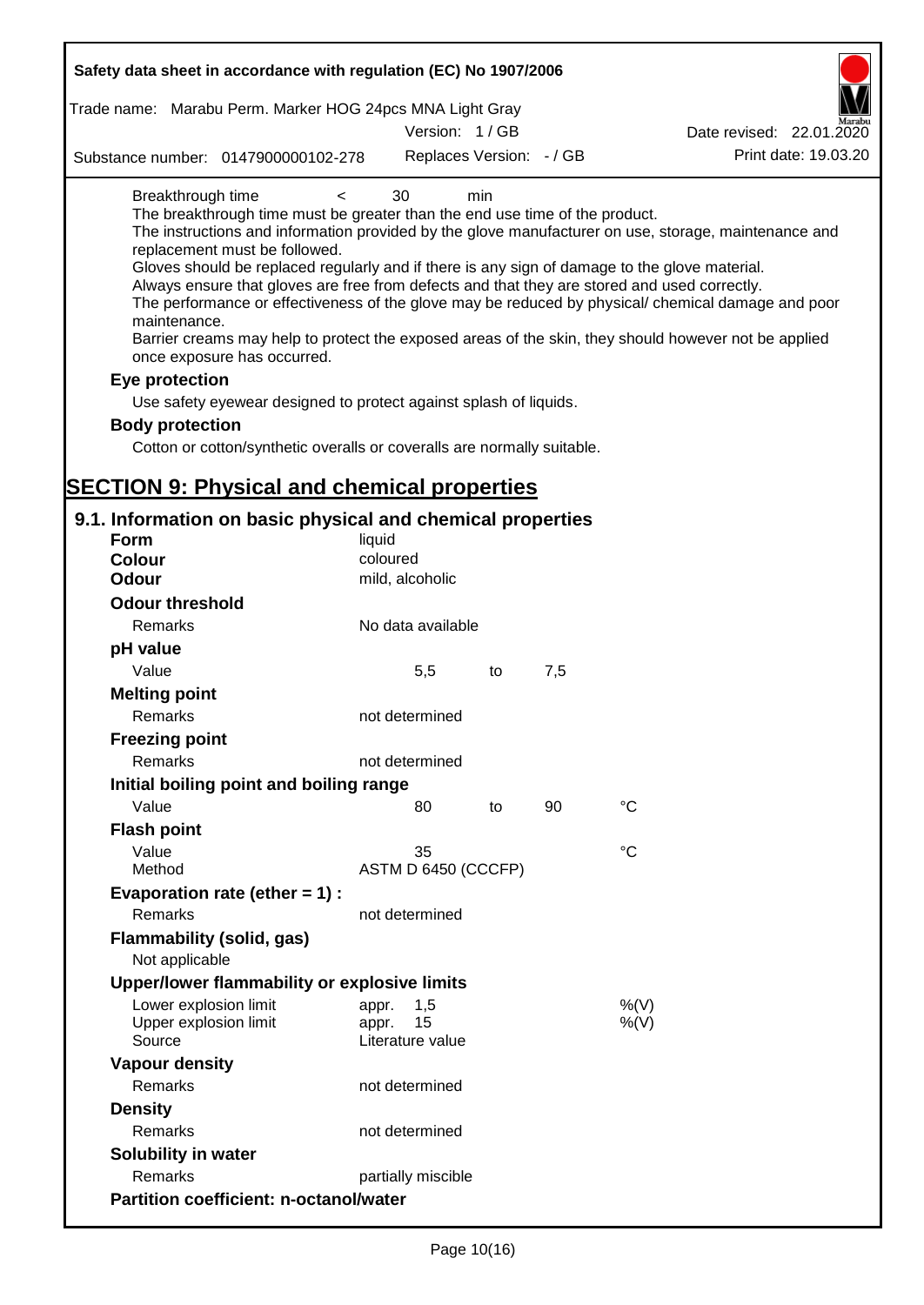Breakthrough time < 30 min

The breakthrough time must be greater than the end use time of the product.

The instructions and information provided by the glove manufacturer on use, storage, maintenance and replacement must be followed.

Gloves should be replaced regularly and if there is any sign of damage to the glove material.

Always ensure that gloves are free from defects and that they are stored and used correctly.

The performance or effectiveness of the glove may be reduced by physical/ chemical damage and poor maintenance.

Barrier creams may help to protect the exposed areas of the skin, they should however not be applied once exposure has occurred.

**Eye protection**

Use safety eyewear designed to protect against splash of liquids.

**Body protection**

Cotton or cotton/synthetic overalls or coveralls are normally suitable.

# SECTION 9: Physical and chemical properties

## 9.1. Information on basic physical and chemical properties

| | | | | |
|---|---|---|---|---|
| **Form** | liquid | | | |
| **Colour** | coloured | | | |
| **Odour** | mild, alcoholic | | | |
| **Odour threshold** | | | | |
| Remarks | No data available | | | |
| **pH value** | | | | |
| Value | 5,5 | to | 7,5 | |
| **Melting point** | | | | |
| Remarks | not determined | | | |
| **Freezing point** | | | | |
| Remarks | not determined | | | |
| **Initial boiling point and boiling range** | | | | |
| Value | 80 | to | 90 | °C |
| **Flash point** | | | | |
| Value | 35 | | | °C |
| Method | ASTM D 6450 (CCCFP) | | | |
| **Evaporation rate (ether = 1) :** | | | | |
| Remarks | not determined | | | |
| **Flammability (solid, gas)** | | | | |
| Not applicable | | | | |
| **Upper/lower flammability or explosive limits** | | | | |
| Lower explosion limit | appr. 1,5 | | | %(V) |
| Upper explosion limit | appr. 15 | | | %(V) |
| Source | Literature value | | | |
| **Vapour density** | | | | |
| Remarks | not determined | | | |
| **Density** | | | | |
| Remarks | not determined | | | |
| **Solubility in water** | | | | |
| Remarks | partially miscible | | | |
| **Partition coefficient: n-octanol/water** | | | | |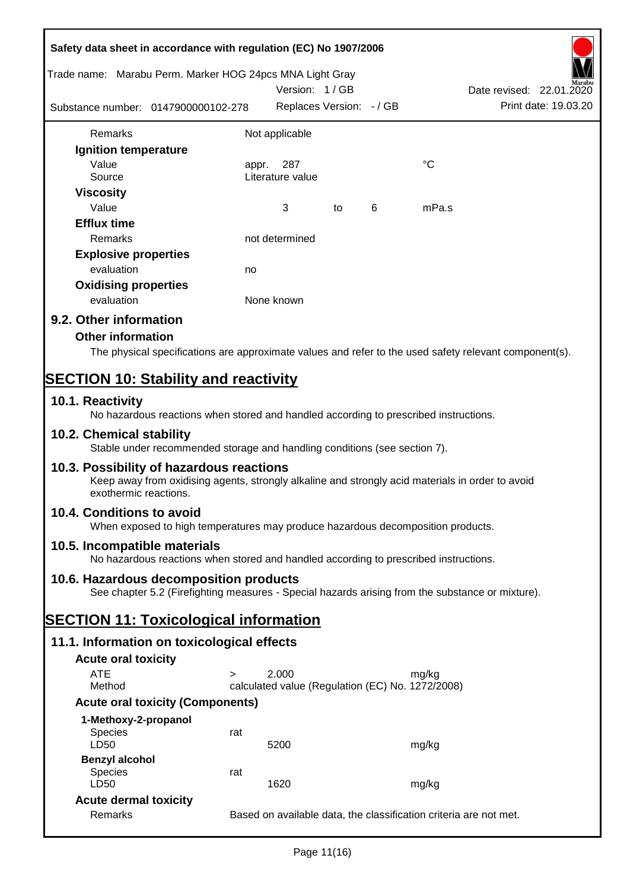| | | | | | |
|---|---|---|---|---|---|
| Remarks | Not applicable | | | | |
| **Ignition temperature** | | | | | |
| Value | appr. | 287 | | | °C |
| Source | Literature value | | | | |
| **Viscosity** | | | | | |
| Value | | 3 | to | 6 | mPa.s |
| **Efflux time** | | | | | |
| Remarks | not determined | | | | |
| **Explosive properties** | | | | | |
| evaluation | no | | | | |
| **Oxidising properties** | | | | | |
| evaluation | None known | | | | |

### 9.2. Other information

**Other information**

The physical specifications are approximate values and refer to the used safety relevant component(s).

## SECTION 10: Stability and reactivity

### 10.1. Reactivity

No hazardous reactions when stored and handled according to prescribed instructions.

### 10.2. Chemical stability

Stable under recommended storage and handling conditions (see section 7).

### 10.3. Possibility of hazardous reactions

Keep away from oxidising agents, strongly alkaline and strongly acid materials in order to avoid exothermic reactions.

### 10.4. Conditions to avoid

When exposed to high temperatures may produce hazardous decomposition products.

### 10.5. Incompatible materials

No hazardous reactions when stored and handled according to prescribed instructions.

### 10.6. Hazardous decomposition products

See chapter 5.2 (Firefighting measures - Special hazards arising from the substance or mixture).

## SECTION 11: Toxicological information

### 11.1. Information on toxicological effects

**Acute oral toxicity**

| | | | |
|---|---|---|---|
| ATE | > | 2.000 | mg/kg |
| Method | calculated value (Regulation (EC) No. 1272/2008) | | |

**Acute oral toxicity (Components)**

| | | | |
|---|---|---|---|
| **1-Methoxy-2-propanol** | | | |
| Species | rat | | |
| LD50 | | 5200 | mg/kg |
| **Benzyl alcohol** | | | |
| Species | rat | | |
| LD50 | | 1620 | mg/kg |

**Acute dermal toxicity**

| | |
|---|---|
| Remarks | Based on available data, the classification criteria are not met. |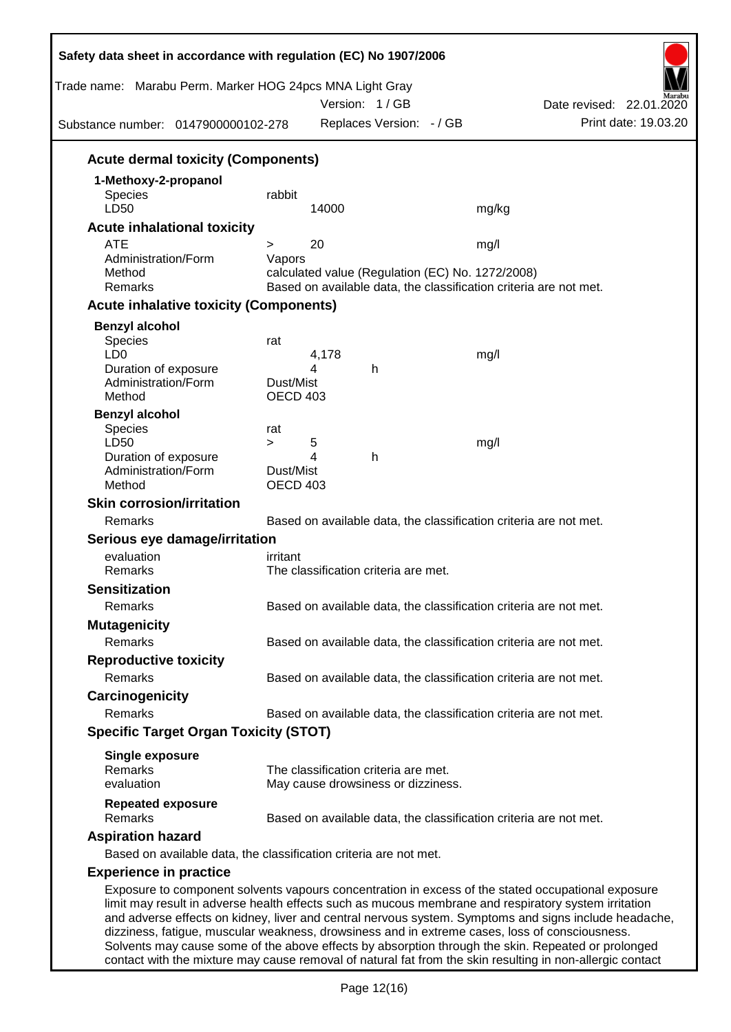## Acute dermal toxicity (Components)

**1-Methoxy-2-propanol**

| | | | |
|---|---|---|---|
| Species | rabbit | | |
| LD50 | | 14000 | mg/kg |

## Acute inhalational toxicity

| | | | |
|---|---|---|---|
| ATE | > | 20 | mg/l |
| Administration/Form | Vapors | | |
| Method | calculated value (Regulation (EC) No. 1272/2008) | | |
| Remarks | Based on available data, the classification criteria are not met. | | |

## Acute inhalative toxicity (Components)

**Benzyl alcohol**

| | | | | |
|---|---|---|---|---|
| Species | rat | | | |
| LD0 | | 4,178 | | mg/l |
| Duration of exposure | | 4 | h | |
| Administration/Form | Dust/Mist | | | |
| Method | OECD 403 | | | |

**Benzyl alcohol**

| | | | | |
|---|---|---|---|---|
| Species | rat | | | |
| LD50 | > | 5 | | mg/l |
| Duration of exposure | | 4 | h | |
| Administration/Form | Dust/Mist | | | |
| Method | OECD 403 | | | |

## Skin corrosion/irritation

Remarks: Based on available data, the classification criteria are not met.

## Serious eye damage/irritation

evaluation: irritant
Remarks: The classification criteria are met.

## Sensitization

Remarks: Based on available data, the classification criteria are not met.

## Mutagenicity

Remarks: Based on available data, the classification criteria are not met.

## Reproductive toxicity

Remarks: Based on available data, the classification criteria are not met.

## Carcinogenicity

Remarks: Based on available data, the classification criteria are not met.

## Specific Target Organ Toxicity (STOT)

**Single exposure**

Remarks: The classification criteria are met.
evaluation: May cause drowsiness or dizziness.

**Repeated exposure**

Remarks: Based on available data, the classification criteria are not met.

## Aspiration hazard

Based on available data, the classification criteria are not met.

## Experience in practice

Exposure to component solvents vapours concentration in excess of the stated occupational exposure limit may result in adverse health effects such as mucous membrane and respiratory system irritation and adverse effects on kidney, liver and central nervous system. Symptoms and signs include headache, dizziness, fatigue, muscular weakness, drowsiness and in extreme cases, loss of consciousness. Solvents may cause some of the above effects by absorption through the skin. Repeated or prolonged contact with the mixture may cause removal of natural fat from the skin resulting in non-allergic contact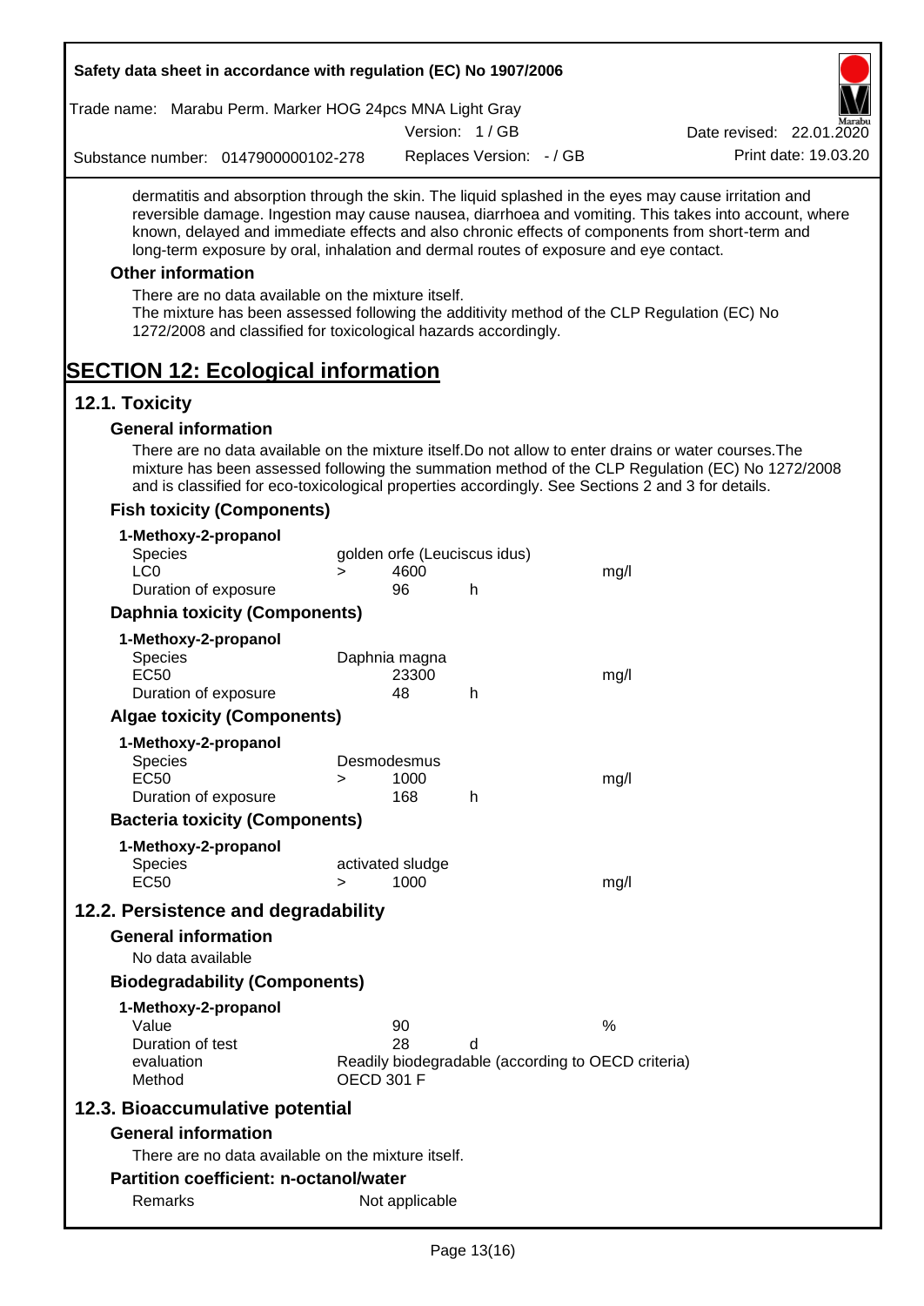dermatitis and absorption through the skin. The liquid splashed in the eyes may cause irritation and reversible damage. Ingestion may cause nausea, diarrhoea and vomiting. This takes into account, where known, delayed and immediate effects and also chronic effects of components from short-term and long-term exposure by oral, inhalation and dermal routes of exposure and eye contact.

### Other information

There are no data available on the mixture itself.
The mixture has been assessed following the additivity method of the CLP Regulation (EC) No 1272/2008 and classified for toxicological hazards accordingly.

# SECTION 12: Ecological information

## 12.1. Toxicity

### General information

There are no data available on the mixture itself.Do not allow to enter drains or water courses.The mixture has been assessed following the summation method of the CLP Regulation (EC) No 1272/2008 and is classified for eco-toxicological properties accordingly. See Sections 2 and 3 for details.

### Fish toxicity (Components)

**1-Methoxy-2-propanol**

| | | | | |
|---|---|---|---|---|
| Species | golden orfe (Leuciscus idus) | | | |
| LC0 | > | 4600 | | mg/l |
| Duration of exposure | | 96 | h | |

### Daphnia toxicity (Components)

**1-Methoxy-2-propanol**

| | | | | |
|---|---|---|---|---|
| Species | Daphnia magna | | | |
| EC50 | | 23300 | | mg/l |
| Duration of exposure | | 48 | h | |

### Algae toxicity (Components)

**1-Methoxy-2-propanol**

| | | | | |
|---|---|---|---|---|
| Species | Desmodesmus | | | |
| EC50 | > | 1000 | | mg/l |
| Duration of exposure | | 168 | h | |

### Bacteria toxicity (Components)

**1-Methoxy-2-propanol**

| | | | | |
|---|---|---|---|---|
| Species | activated sludge | | | |
| EC50 | > | 1000 | | mg/l |

## 12.2. Persistence and degradability

### General information

No data available

### Biodegradability (Components)

**1-Methoxy-2-propanol**

| | | | |
|---|---|---|---|
| Value | 90 | | % |
| Duration of test | 28 | d | |
| evaluation | Readily biodegradable (according to OECD criteria) | | |
| Method | OECD 301 F | | |

## 12.3. Bioaccumulative potential

### General information

There are no data available on the mixture itself.

### Partition coefficient: n-octanol/water

| | |
|---|---|
| Remarks | Not applicable |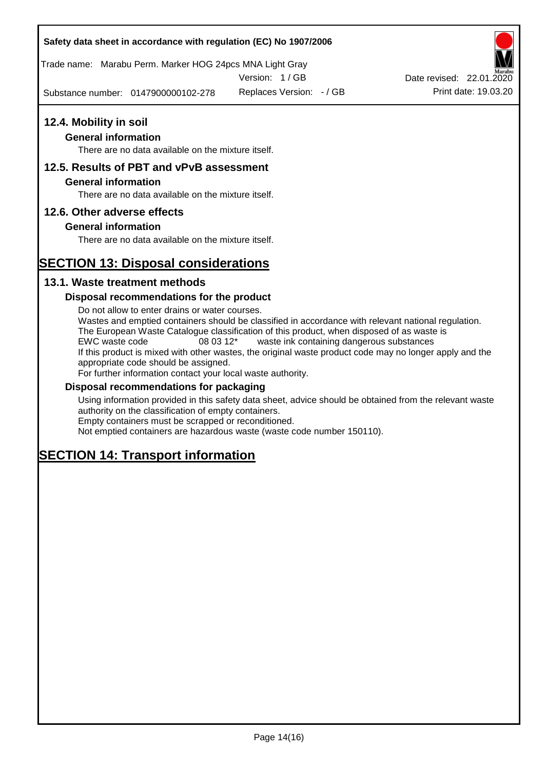## 12.4. Mobility in soil

### General information

There are no data available on the mixture itself.

## 12.5. Results of PBT and vPvB assessment

### General information

There are no data available on the mixture itself.

## 12.6. Other adverse effects

### General information

There are no data available on the mixture itself.

# SECTION 13: Disposal considerations

## 13.1. Waste treatment methods

### Disposal recommendations for the product

Do not allow to enter drains or water courses.
Wastes and emptied containers should be classified in accordance with relevant national regulation.
The European Waste Catalogue classification of this product, when disposed of as waste is
EWC waste code 08 03 12* waste ink containing dangerous substances
If this product is mixed with other wastes, the original waste product code may no longer apply and the appropriate code should be assigned.
For further information contact your local waste authority.

### Disposal recommendations for packaging

Using information provided in this safety data sheet, advice should be obtained from the relevant waste authority on the classification of empty containers.
Empty containers must be scrapped or reconditioned.
Not emptied containers are hazardous waste (waste code number 150110).

# SECTION 14: Transport information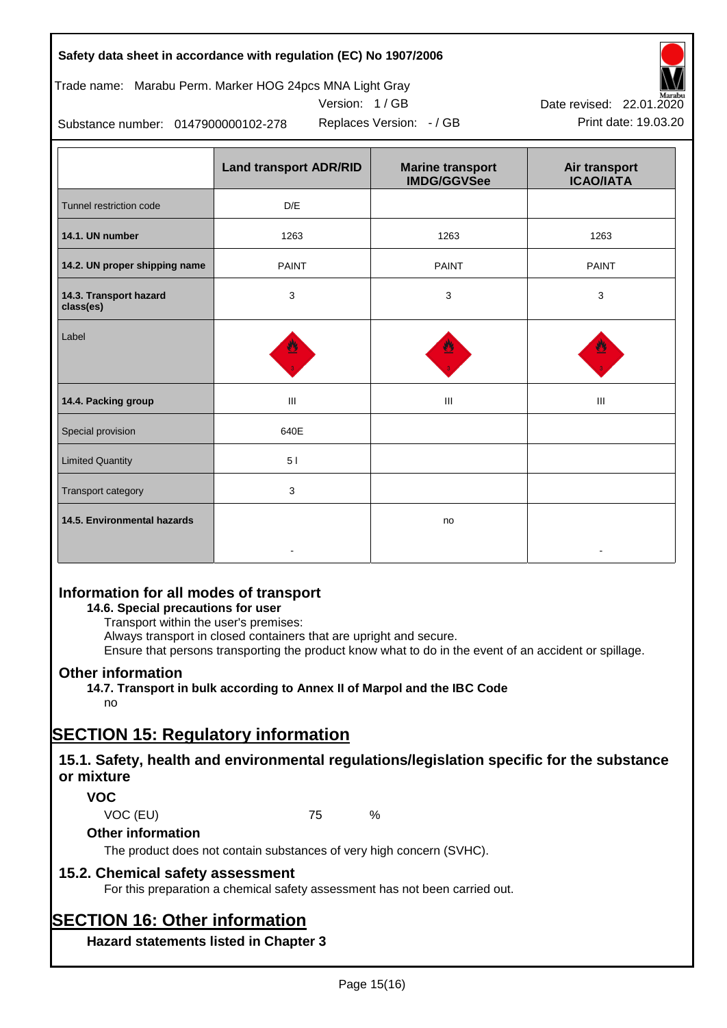| | Land transport ADR/RID | Marine transport IMDG/GGVSee | Air transport ICAO/IATA |
|---|---|---|---|
| Tunnel restriction code | D/E | | |
| **14.1. UN number** | 1263 | 1263 | 1263 |
| **14.2. UN proper shipping name** | PAINT | PAINT | PAINT |
| **14.3. Transport hazard class(es)** | 3 | 3 | 3 |
| Label | | | |
| **14.4. Packing group** | III | III | III |
| Special provision | 640E | | |
| Limited Quantity | 5 l | | |
| Transport category | 3 | | |
| **14.5. Environmental hazards** | - | no | - |

## Information for all modes of transport

**14.6. Special precautions for user**

Transport within the user's premises:
Always transport in closed containers that are upright and secure.
Ensure that persons transporting the product know what to do in the event of an accident or spillage.

## Other information

**14.7. Transport in bulk according to Annex II of Marpol and the IBC Code**

no

# SECTION 15: Regulatory information

## 15.1. Safety, health and environmental regulations/legislation specific for the substance or mixture

### VOC

VOC (EU) 75 %

### Other information

The product does not contain substances of very high concern (SVHC).

## 15.2. Chemical safety assessment

For this preparation a chemical safety assessment has not been carried out.

# SECTION 16: Other information

### Hazard statements listed in Chapter 3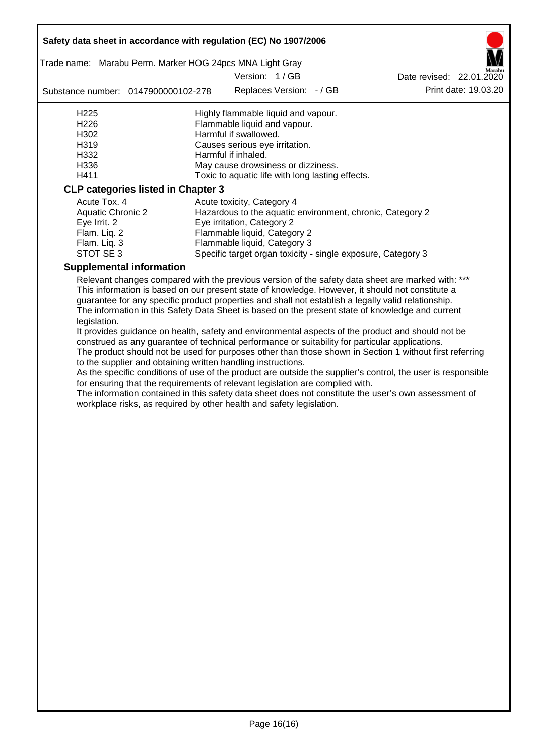| | |
|---|---|
| H225 | Highly flammable liquid and vapour. |
| H226 | Flammable liquid and vapour. |
| H302 | Harmful if swallowed. |
| H319 | Causes serious eye irritation. |
| H332 | Harmful if inhaled. |
| H336 | May cause drowsiness or dizziness. |
| H411 | Toxic to aquatic life with long lasting effects. |

### CLP categories listed in Chapter 3

| | |
|---|---|
| Acute Tox. 4 | Acute toxicity, Category 4 |
| Aquatic Chronic 2 | Hazardous to the aquatic environment, chronic, Category 2 |
| Eye Irrit. 2 | Eye irritation, Category 2 |
| Flam. Liq. 2 | Flammable liquid, Category 2 |
| Flam. Liq. 3 | Flammable liquid, Category 3 |
| STOT SE 3 | Specific target organ toxicity - single exposure, Category 3 |

### Supplemental information

Relevant changes compared with the previous version of the safety data sheet are marked with: ***
This information is based on our present state of knowledge. However, it should not constitute a guarantee for any specific product properties and shall not establish a legally valid relationship.
The information in this Safety Data Sheet is based on the present state of knowledge and current legislation.
It provides guidance on health, safety and environmental aspects of the product and should not be construed as any guarantee of technical performance or suitability for particular applications.
The product should not be used for purposes other than those shown in Section 1 without first referring to the supplier and obtaining written handling instructions.
As the specific conditions of use of the product are outside the supplier's control, the user is responsible for ensuring that the requirements of relevant legislation are complied with.
The information contained in this safety data sheet does not constitute the user's own assessment of workplace risks, as required by other health and safety legislation.